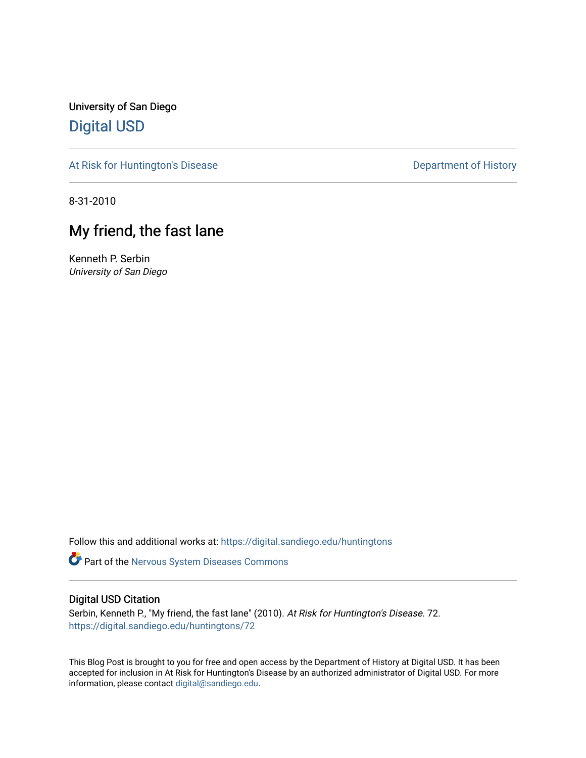University of San Diego

## Digital USD

At Risk for Huntington's Disease

Department of History

8-31-2010

# My friend, the fast lane

Kenneth P. Serbin

*University of San Diego*

Follow this and additional works at: https://digital.sandiego.edu/huntingtons

Part of the Nervous System Diseases Commons

### Digital USD Citation

Serbin, Kenneth P., "My friend, the fast lane" (2010). *At Risk for Huntington's Disease*. 72.
https://digital.sandiego.edu/huntingtons/72

This Blog Post is brought to you for free and open access by the Department of History at Digital USD. It has been accepted for inclusion in At Risk for Huntington's Disease by an authorized administrator of Digital USD. For more information, please contact digital@sandiego.edu.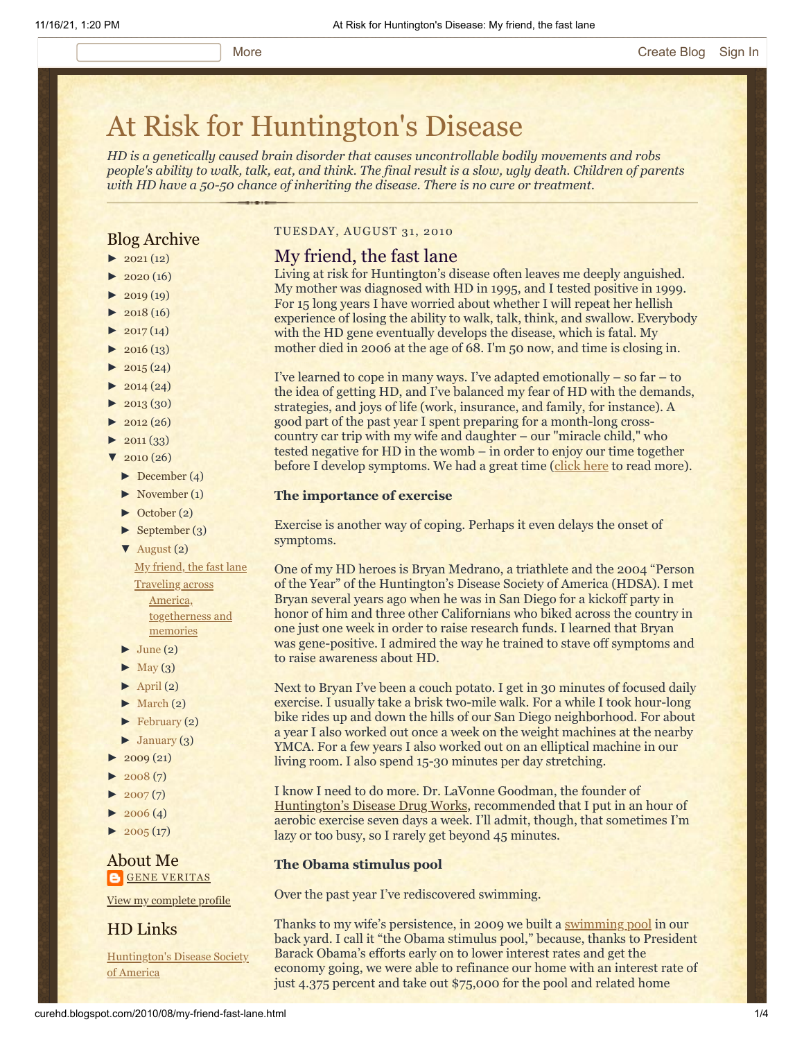# At Risk for Huntington's Disease

*HD is a genetically caused brain disorder that causes uncontrollable bodily movements and robs people's ability to walk, talk, eat, and think. The final result is a slow, ugly death. Children of parents with HD have a 50-50 chance of inheriting the disease. There is no cure or treatment.*

TUESDAY, AUGUST 31, 2010

## My friend, the fast lane

Living at risk for Huntington's disease often leaves me deeply anguished. My mother was diagnosed with HD in 1995, and I tested positive in 1999. For 15 long years I have worried about whether I will repeat her hellish experience of losing the ability to walk, talk, think, and swallow. Everybody with the HD gene eventually develops the disease, which is fatal. My mother died in 2006 at the age of 68. I'm 50 now, and time is closing in.

I've learned to cope in many ways. I've adapted emotionally – so far – to the idea of getting HD, and I've balanced my fear of HD with the demands, strategies, and joys of life (work, insurance, and family, for instance). A good part of the past year I spent preparing for a month-long cross-country car trip with my wife and daughter – our "miracle child," who tested negative for HD in the womb – in order to enjoy our time together before I develop symptoms. We had a great time (click here to read more).

**The importance of exercise**

Exercise is another way of coping. Perhaps it even delays the onset of symptoms.

One of my HD heroes is Bryan Medrano, a triathlete and the 2004 "Person of the Year" of the Huntington's Disease Society of America (HDSA). I met Bryan several years ago when he was in San Diego for a kickoff party in honor of him and three other Californians who biked across the country in one just one week in order to raise research funds. I learned that Bryan was gene-positive. I admired the way he trained to stave off symptoms and to raise awareness about HD.

Next to Bryan I've been a couch potato. I get in 30 minutes of focused daily exercise. I usually take a brisk two-mile walk. For a while I took hour-long bike rides up and down the hills of our San Diego neighborhood. For about a year I also worked out once a week on the weight machines at the nearby YMCA. For a few years I also worked out on an elliptical machine in our living room. I also spend 15-30 minutes per day stretching.

I know I need to do more. Dr. LaVonne Goodman, the founder of Huntington's Disease Drug Works, recommended that I put in an hour of aerobic exercise seven days a week. I'll admit, though, that sometimes I'm lazy or too busy, so I rarely get beyond 45 minutes.

**The Obama stimulus pool**

Over the past year I've rediscovered swimming.

Thanks to my wife's persistence, in 2009 we built a swimming pool in our back yard. I call it "the Obama stimulus pool," because, thanks to President Barack Obama's efforts early on to lower interest rates and get the economy going, we were able to refinance our home with an interest rate of just 4.375 percent and take out $75,000 for the pool and related home

## Blog Archive

- ► 2021 (12)
- ► 2020 (16)
- ► 2019 (19)
- ► 2018 (16)
- ► 2017 (14)
- ► 2016 (13)
- ► 2015 (24)
- ► 2014 (24)
- ► 2013 (30)
- ► 2012 (26)
- ► 2011 (33)
- ▼ 2010 (26)
  - ► December (4)
  - ► November (1)
  - ► October (2)
  - ► September (3)
  - ▼ August (2)
    - My friend, the fast lane
    - Traveling across America, togetherness and memories
  - ► June (2)
  - ► May (3)
  - ► April (2)
  - ► March (2)
  - ► February (2)
  - ► January (3)
- ► 2009 (21)
- ► 2008 (7)
- ► 2007 (7)
- ► 2006 (4)
- ► 2005 (17)

## About Me

GENE VERITAS

View my complete profile

## HD Links

Huntington's Disease Society of America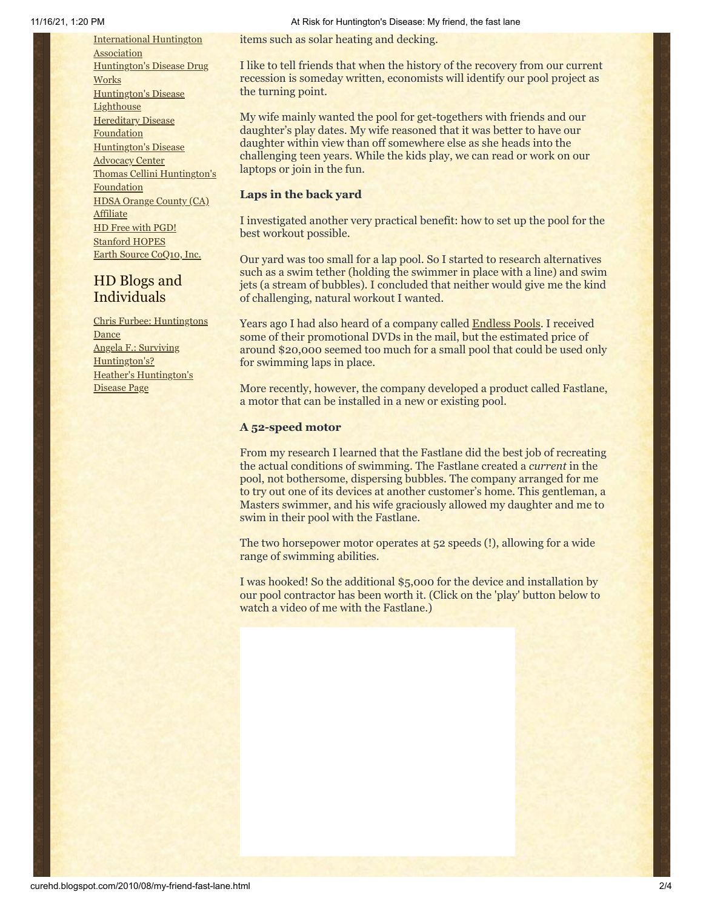International Huntington Association
Huntington's Disease Drug Works
Huntington's Disease Lighthouse
Hereditary Disease Foundation
Huntington's Disease Advocacy Center
Thomas Cellini Huntington's Foundation
HDSA Orange County (CA) Affiliate
HD Free with PGD!
Stanford HOPES
Earth Source CoQ10, Inc.

## HD Blogs and Individuals

Chris Furbee: Huntingtons Dance
Angela F.: Surviving Huntington's?
Heather's Huntington's Disease Page

items such as solar heating and decking.

I like to tell friends that when the history of the recovery from our current recession is someday written, economists will identify our pool project as the turning point.

My wife mainly wanted the pool for get-togethers with friends and our daughter's play dates. My wife reasoned that it was better to have our daughter within view than off somewhere else as she heads into the challenging teen years. While the kids play, we can read or work on our laptops or join in the fun.

**Laps in the back yard**

I investigated another very practical benefit: how to set up the pool for the best workout possible.

Our yard was too small for a lap pool. So I started to research alternatives such as a swim tether (holding the swimmer in place with a line) and swim jets (a stream of bubbles). I concluded that neither would give me the kind of challenging, natural workout I wanted.

Years ago I had also heard of a company called Endless Pools. I received some of their promotional DVDs in the mail, but the estimated price of around $20,000 seemed too much for a small pool that could be used only for swimming laps in place.

More recently, however, the company developed a product called Fastlane, a motor that can be installed in a new or existing pool.

**A 52-speed motor**

From my research I learned that the Fastlane did the best job of recreating the actual conditions of swimming. The Fastlane created a *current* in the pool, not bothersome, dispersing bubbles. The company arranged for me to try out one of its devices at another customer's home. This gentleman, a Masters swimmer, and his wife graciously allowed my daughter and me to swim in their pool with the Fastlane.

The two horsepower motor operates at 52 speeds (!), allowing for a wide range of swimming abilities.

I was hooked! So the additional $5,000 for the device and installation by our pool contractor has been worth it. (Click on the 'play' button below to watch a video of me with the Fastlane.)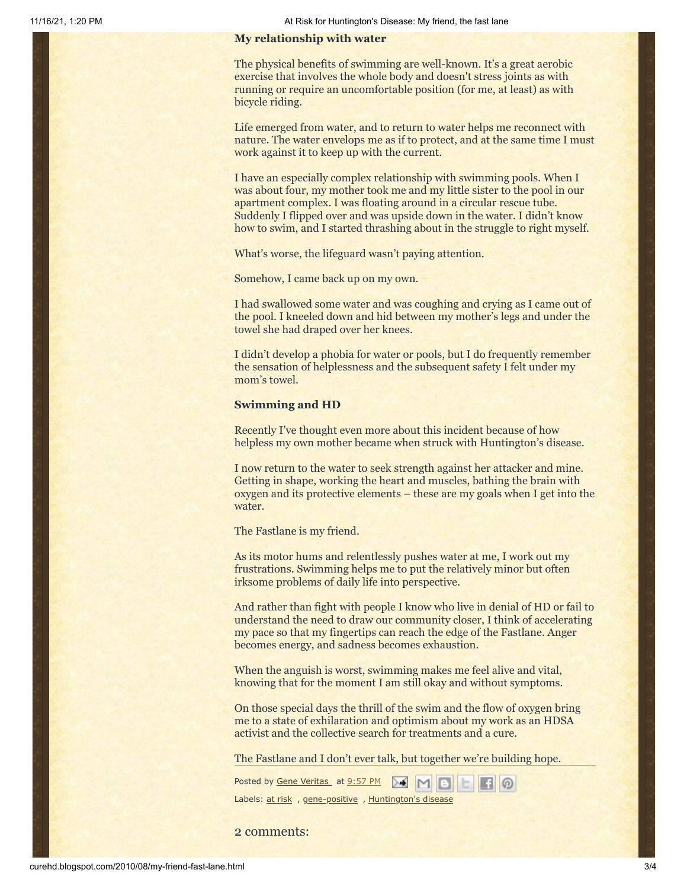**My relationship with water**

The physical benefits of swimming are well-known. It's a great aerobic exercise that involves the whole body and doesn't stress joints as with running or require an uncomfortable position (for me, at least) as with bicycle riding.

Life emerged from water, and to return to water helps me reconnect with nature. The water envelops me as if to protect, and at the same time I must work against it to keep up with the current.

I have an especially complex relationship with swimming pools. When I was about four, my mother took me and my little sister to the pool in our apartment complex. I was floating around in a circular rescue tube. Suddenly I flipped over and was upside down in the water. I didn't know how to swim, and I started thrashing about in the struggle to right myself.

What's worse, the lifeguard wasn't paying attention.

Somehow, I came back up on my own.

I had swallowed some water and was coughing and crying as I came out of the pool. I kneeled down and hid between my mother's legs and under the towel she had draped over her knees.

I didn't develop a phobia for water or pools, but I do frequently remember the sensation of helplessness and the subsequent safety I felt under my mom's towel.

**Swimming and HD**

Recently I've thought even more about this incident because of how helpless my own mother became when struck with Huntington's disease.

I now return to the water to seek strength against her attacker and mine. Getting in shape, working the heart and muscles, bathing the brain with oxygen and its protective elements – these are my goals when I get into the water.

The Fastlane is my friend.

As its motor hums and relentlessly pushes water at me, I work out my frustrations. Swimming helps me to put the relatively minor but often irksome problems of daily life into perspective.

And rather than fight with people I know who live in denial of HD or fail to understand the need to draw our community closer, I think of accelerating my pace so that my fingertips can reach the edge of the Fastlane. Anger becomes energy, and sadness becomes exhaustion.

When the anguish is worst, swimming makes me feel alive and vital, knowing that for the moment I am still okay and without symptoms.

On those special days the thrill of the swim and the flow of oxygen bring me to a state of exhilaration and optimism about my work as an HDSA activist and the collective search for treatments and a cure.

The Fastlane and I don't ever talk, but together we're building hope.

Posted by Gene Veritas at 9:57 PM

Labels: at risk , gene-positive , Huntington's disease

2 comments: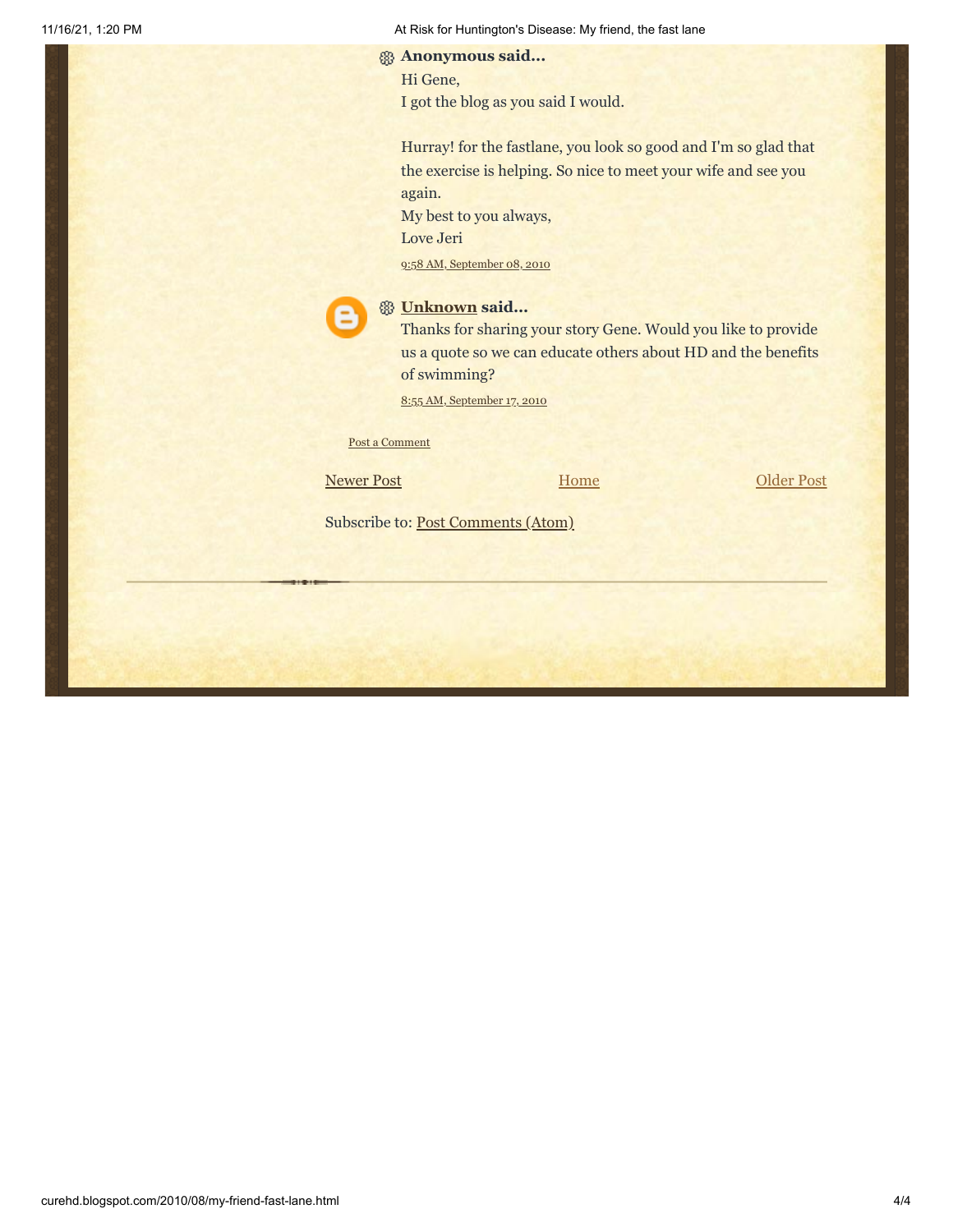**Anonymous said...**

Hi Gene,
I got the blog as you said I would.

Hurray! for the fastlane, you look so good and I'm so glad that the exercise is helping. So nice to meet your wife and see you again.
My best to you always,
Love Jeri

9:58 AM, September 08, 2010

**Unknown said...**

Thanks for sharing your story Gene. Would you like to provide us a quote so we can educate others about HD and the benefits of swimming?

8:55 AM, September 17, 2010

Post a Comment

Newer Post | Home | Older Post

Subscribe to: Post Comments (Atom)